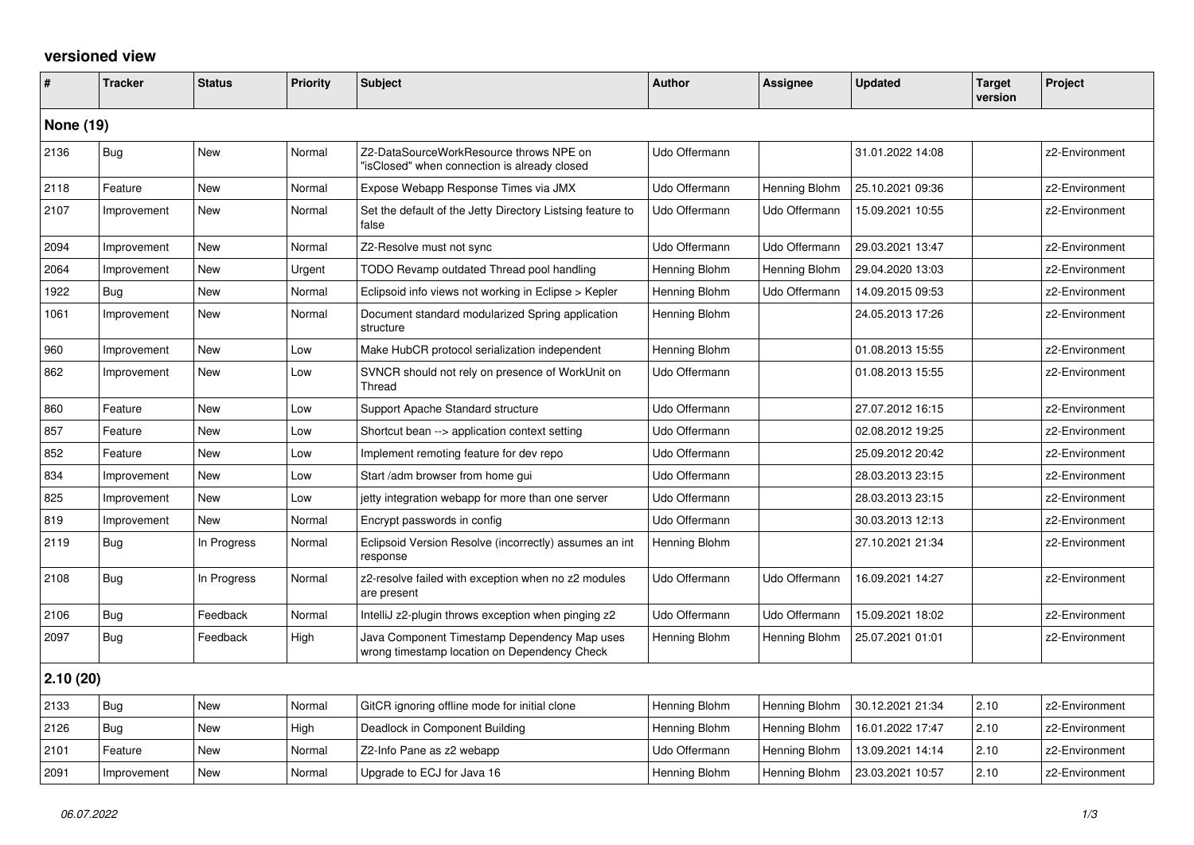# versioned view

| # | Tracker | Status | Priority | Subject | Author | Assignee | Updated | Target version | Project |
|---|---|---|---|---|---|---|---|---|---|
| **None (19)** | | | | | | | | | |
| 2136 | Bug | New | Normal | Z2-DataSourceWorkResource throws NPE on "isClosed" when connection is already closed | Udo Offermann | | 31.01.2022 14:08 | | z2-Environment |
| 2118 | Feature | New | Normal | Expose Webapp Response Times via JMX | Udo Offermann | Henning Blohm | 25.10.2021 09:36 | | z2-Environment |
| 2107 | Improvement | New | Normal | Set the default of the Jetty Directory Listsing feature to false | Udo Offermann | Udo Offermann | 15.09.2021 10:55 | | z2-Environment |
| 2094 | Improvement | New | Normal | Z2-Resolve must not sync | Udo Offermann | Udo Offermann | 29.03.2021 13:47 | | z2-Environment |
| 2064 | Improvement | New | Urgent | TODO Revamp outdated Thread pool handling | Henning Blohm | Henning Blohm | 29.04.2020 13:03 | | z2-Environment |
| 1922 | Bug | New | Normal | Eclipsoid info views not working in Eclipse > Kepler | Henning Blohm | Udo Offermann | 14.09.2015 09:53 | | z2-Environment |
| 1061 | Improvement | New | Normal | Document standard modularized Spring application structure | Henning Blohm | | 24.05.2013 17:26 | | z2-Environment |
| 960 | Improvement | New | Low | Make HubCR protocol serialization independent | Henning Blohm | | 01.08.2013 15:55 | | z2-Environment |
| 862 | Improvement | New | Low | SVNCR should not rely on presence of WorkUnit on Thread | Udo Offermann | | 01.08.2013 15:55 | | z2-Environment |
| 860 | Feature | New | Low | Support Apache Standard structure | Udo Offermann | | 27.07.2012 16:15 | | z2-Environment |
| 857 | Feature | New | Low | Shortcut bean --> application context setting | Udo Offermann | | 02.08.2012 19:25 | | z2-Environment |
| 852 | Feature | New | Low | Implement remoting feature for dev repo | Udo Offermann | | 25.09.2012 20:42 | | z2-Environment |
| 834 | Improvement | New | Low | Start /adm browser from home gui | Udo Offermann | | 28.03.2013 23:15 | | z2-Environment |
| 825 | Improvement | New | Low | jetty integration webapp for more than one server | Udo Offermann | | 28.03.2013 23:15 | | z2-Environment |
| 819 | Improvement | New | Normal | Encrypt passwords in config | Udo Offermann | | 30.03.2013 12:13 | | z2-Environment |
| 2119 | Bug | In Progress | Normal | Eclipsoid Version Resolve (incorrectly) assumes an int response | Henning Blohm | | 27.10.2021 21:34 | | z2-Environment |
| 2108 | Bug | In Progress | Normal | z2-resolve failed with exception when no z2 modules are present | Udo Offermann | Udo Offermann | 16.09.2021 14:27 | | z2-Environment |
| 2106 | Bug | Feedback | Normal | IntelliJ z2-plugin throws exception when pinging z2 | Udo Offermann | Udo Offermann | 15.09.2021 18:02 | | z2-Environment |
| 2097 | Bug | Feedback | High | Java Component Timestamp Dependency Map uses wrong timestamp location on Dependency Check | Henning Blohm | Henning Blohm | 25.07.2021 01:01 | | z2-Environment |
| **2.10 (20)** | | | | | | | | | |
| 2133 | Bug | New | Normal | GitCR ignoring offline mode for initial clone | Henning Blohm | Henning Blohm | 30.12.2021 21:34 | 2.10 | z2-Environment |
| 2126 | Bug | New | High | Deadlock in Component Building | Henning Blohm | Henning Blohm | 16.01.2022 17:47 | 2.10 | z2-Environment |
| 2101 | Feature | New | Normal | Z2-Info Pane as z2 webapp | Udo Offermann | Henning Blohm | 13.09.2021 14:14 | 2.10 | z2-Environment |
| 2091 | Improvement | New | Normal | Upgrade to ECJ for Java 16 | Henning Blohm | Henning Blohm | 23.03.2021 10:57 | 2.10 | z2-Environment |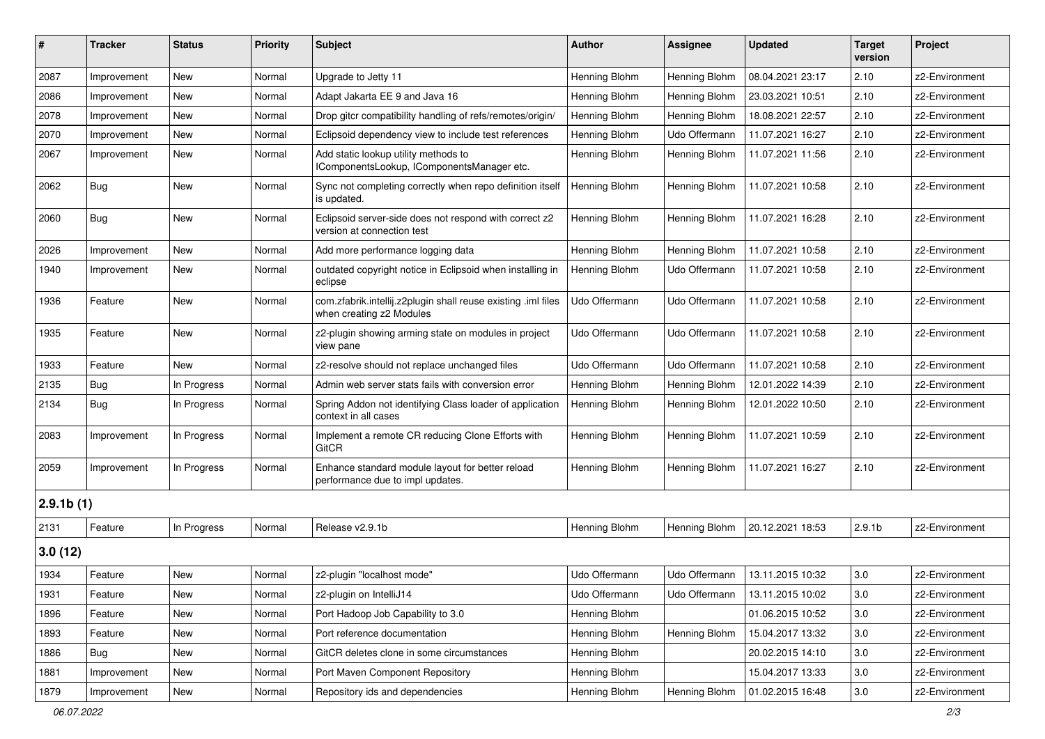| # | Tracker | Status | Priority | Subject | Author | Assignee | Updated | Target version | Project |
|---|---|---|---|---|---|---|---|---|---|
| 2087 | Improvement | New | Normal | Upgrade to Jetty 11 | Henning Blohm | Henning Blohm | 08.04.2021 23:17 | 2.10 | z2-Environment |
| 2086 | Improvement | New | Normal | Adapt Jakarta EE 9 and Java 16 | Henning Blohm | Henning Blohm | 23.03.2021 10:51 | 2.10 | z2-Environment |
| 2078 | Improvement | New | Normal | Drop gitcr compatibility handling of refs/remotes/origin/ | Henning Blohm | Henning Blohm | 18.08.2021 22:57 | 2.10 | z2-Environment |
| 2070 | Improvement | New | Normal | Eclipsoid dependency view to include test references | Henning Blohm | Udo Offermann | 11.07.2021 16:27 | 2.10 | z2-Environment |
| 2067 | Improvement | New | Normal | Add static lookup utility methods to IComponentsLookup, IComponentsManager etc. | Henning Blohm | Henning Blohm | 11.07.2021 11:56 | 2.10 | z2-Environment |
| 2062 | Bug | New | Normal | Sync not completing correctly when repo definition itself is updated. | Henning Blohm | Henning Blohm | 11.07.2021 10:58 | 2.10 | z2-Environment |
| 2060 | Bug | New | Normal | Eclipsoid server-side does not respond with correct z2 version at connection test | Henning Blohm | Henning Blohm | 11.07.2021 16:28 | 2.10 | z2-Environment |
| 2026 | Improvement | New | Normal | Add more performance logging data | Henning Blohm | Henning Blohm | 11.07.2021 10:58 | 2.10 | z2-Environment |
| 1940 | Improvement | New | Normal | outdated copyright notice in Eclipsoid when installing in eclipse | Henning Blohm | Udo Offermann | 11.07.2021 10:58 | 2.10 | z2-Environment |
| 1936 | Feature | New | Normal | com.zfabrik.intellij.z2plugin shall reuse existing .iml files when creating z2 Modules | Udo Offermann | Udo Offermann | 11.07.2021 10:58 | 2.10 | z2-Environment |
| 1935 | Feature | New | Normal | z2-plugin showing arming state on modules in project view pane | Udo Offermann | Udo Offermann | 11.07.2021 10:58 | 2.10 | z2-Environment |
| 1933 | Feature | New | Normal | z2-resolve should not replace unchanged files | Udo Offermann | Udo Offermann | 11.07.2021 10:58 | 2.10 | z2-Environment |
| 2135 | Bug | In Progress | Normal | Admin web server stats fails with conversion error | Henning Blohm | Henning Blohm | 12.01.2022 14:39 | 2.10 | z2-Environment |
| 2134 | Bug | In Progress | Normal | Spring Addon not identifying Class loader of application context in all cases | Henning Blohm | Henning Blohm | 12.01.2022 10:50 | 2.10 | z2-Environment |
| 2083 | Improvement | In Progress | Normal | Implement a remote CR reducing Clone Efforts with GitCR | Henning Blohm | Henning Blohm | 11.07.2021 10:59 | 2.10 | z2-Environment |
| 2059 | Improvement | In Progress | Normal | Enhance standard module layout for better reload performance due to impl updates. | Henning Blohm | Henning Blohm | 11.07.2021 16:27 | 2.10 | z2-Environment |
| **2.9.1b (1)** | | | | | | | | | |
| 2131 | Feature | In Progress | Normal | Release v2.9.1b | Henning Blohm | Henning Blohm | 20.12.2021 18:53 | 2.9.1b | z2-Environment |
| **3.0 (12)** | | | | | | | | | |
| 1934 | Feature | New | Normal | z2-plugin "localhost mode" | Udo Offermann | Udo Offermann | 13.11.2015 10:32 | 3.0 | z2-Environment |
| 1931 | Feature | New | Normal | z2-plugin on IntelliJ14 | Udo Offermann | Udo Offermann | 13.11.2015 10:02 | 3.0 | z2-Environment |
| 1896 | Feature | New | Normal | Port Hadoop Job Capability to 3.0 | Henning Blohm | | 01.06.2015 10:52 | 3.0 | z2-Environment |
| 1893 | Feature | New | Normal | Port reference documentation | Henning Blohm | Henning Blohm | 15.04.2017 13:32 | 3.0 | z2-Environment |
| 1886 | Bug | New | Normal | GitCR deletes clone in some circumstances | Henning Blohm | | 20.02.2015 14:10 | 3.0 | z2-Environment |
| 1881 | Improvement | New | Normal | Port Maven Component Repository | Henning Blohm | | 15.04.2017 13:33 | 3.0 | z2-Environment |
| 1879 | Improvement | New | Normal | Repository ids and dependencies | Henning Blohm | Henning Blohm | 01.02.2015 16:48 | 3.0 | z2-Environment |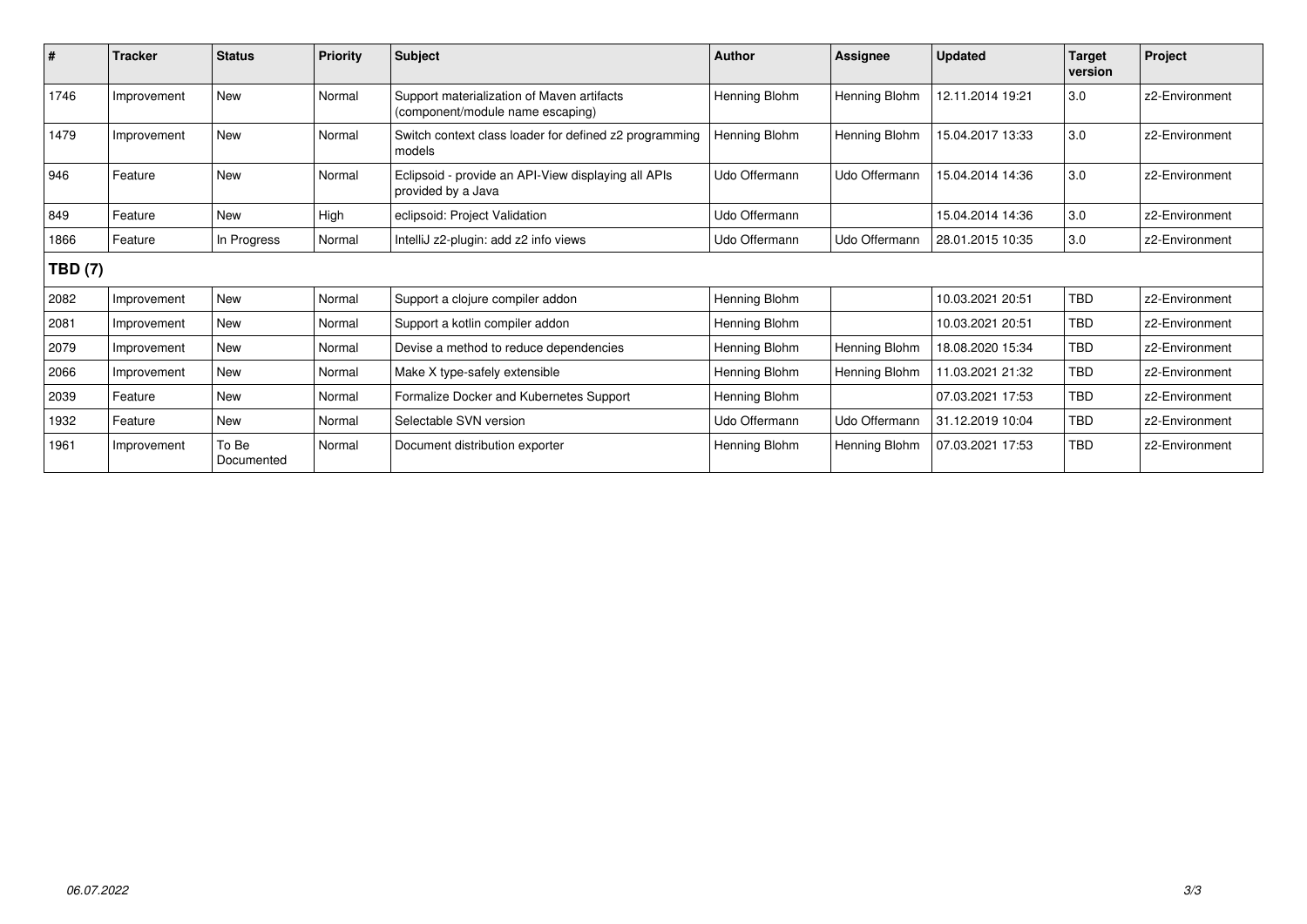| # | Tracker | Status | Priority | Subject | Author | Assignee | Updated | Target version | Project |
|---|---|---|---|---|---|---|---|---|---|
| 1746 | Improvement | New | Normal | Support materialization of Maven artifacts (component/module name escaping) | Henning Blohm | Henning Blohm | 12.11.2014 19:21 | 3.0 | z2-Environment |
| 1479 | Improvement | New | Normal | Switch context class loader for defined z2 programming models | Henning Blohm | Henning Blohm | 15.04.2017 13:33 | 3.0 | z2-Environment |
| 946 | Feature | New | Normal | Eclipsoid - provide an API-View displaying all APIs provided by a Java | Udo Offermann | Udo Offermann | 15.04.2014 14:36 | 3.0 | z2-Environment |
| 849 | Feature | New | High | eclipsoid: Project Validation | Udo Offermann | | 15.04.2014 14:36 | 3.0 | z2-Environment |
| 1866 | Feature | In Progress | Normal | IntelliJ z2-plugin: add z2 info views | Udo Offermann | Udo Offermann | 28.01.2015 10:35 | 3.0 | z2-Environment |
| **TBD (7)** | | | | | | | | | |
| 2082 | Improvement | New | Normal | Support a clojure compiler addon | Henning Blohm | | 10.03.2021 20:51 | TBD | z2-Environment |
| 2081 | Improvement | New | Normal | Support a kotlin compiler addon | Henning Blohm | | 10.03.2021 20:51 | TBD | z2-Environment |
| 2079 | Improvement | New | Normal | Devise a method to reduce dependencies | Henning Blohm | Henning Blohm | 18.08.2020 15:34 | TBD | z2-Environment |
| 2066 | Improvement | New | Normal | Make X type-safely extensible | Henning Blohm | Henning Blohm | 11.03.2021 21:32 | TBD | z2-Environment |
| 2039 | Feature | New | Normal | Formalize Docker and Kubernetes Support | Henning Blohm | | 07.03.2021 17:53 | TBD | z2-Environment |
| 1932 | Feature | New | Normal | Selectable SVN version | Udo Offermann | Udo Offermann | 31.12.2019 10:04 | TBD | z2-Environment |
| 1961 | Improvement | To Be Documented | Normal | Document distribution exporter | Henning Blohm | Henning Blohm | 07.03.2021 17:53 | TBD | z2-Environment |